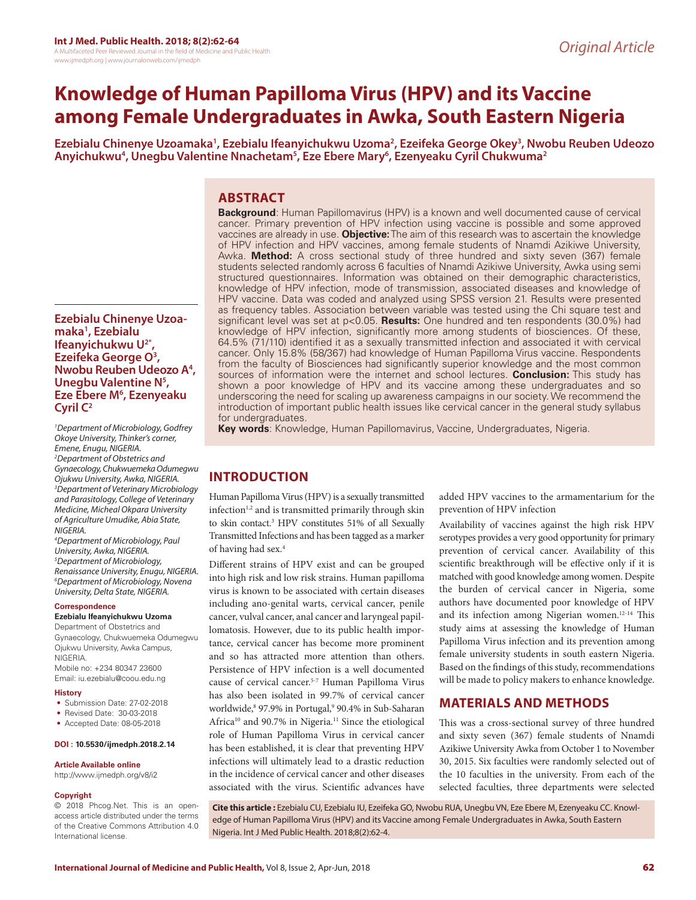# Knowledge of Human Papilloma Virus (HPV) and its Vaccine among Female Undergraduates in Awka, South Eastern Nigeria

**Ezebialu Chinenye Uzoamaka[1], Ezebialu Ifeanyichukwu Uzoma[2], Ezeifeka George Okey[3], Nwobu Reuben Udeozo Anyichukwu[4], Unegbu Valentine Nnachetam[5], Eze Ebere Mary[6], Ezenyeaku Cyril Chukwuma[2]**

## ABSTRACT

**Background**: Human Papillomavirus (HPV) is a known and well documented cause of cervical cancer. Primary prevention of HPV infection using vaccine is possible and some approved vaccines are already in use. **Objective:** The aim of this research was to ascertain the knowledge of HPV infection and HPV vaccines, among female students of Nnamdi Azikiwe University, Awka. **Method:** A cross sectional study of three hundred and sixty seven (367) female students selected randomly across 6 faculties of Nnamdi Azikiwe University, Awka using semi structured questionnaires. Information was obtained on their demographic characteristics, knowledge of HPV infection, mode of transmission, associated diseases and knowledge of HPV vaccine. Data was coded and analyzed using SPSS version 21. Results were presented as frequency tables. Association between variable was tested using the Chi square test and significant level was set at $p<0.05$. **Results:** One hundred and ten respondents (30.0%) had knowledge of HPV infection, significantly more among students of biosciences. Of these, 64.5% (71/110) identified it as a sexually transmitted infection and associated it with cervical cancer. Only 15.8% (58/367) had knowledge of Human Papilloma Virus vaccine. Respondents from the faculty of Biosciences had significantly superior knowledge and the most common sources of information were the internet and school lectures. **Conclusion:** This study has shown a poor knowledge of HPV and its vaccine among these undergraduates and so underscoring the need for scaling up awareness campaigns in our society. We recommend the introduction of important public health issues like cervical cancer in the general study syllabus for undergraduates.

**Key words**: Knowledge, Human Papillomavirus, Vaccine, Undergraduates, Nigeria.

**Ezebialu Chinenye Uzoamaka[1], Ezebialu Ifeanyichukwu U[2*], Ezeifeka George O[3], Nwobu Reuben Udeozo A[4], Unegbu Valentine N[5], Eze Ebere M[6], Ezenyeaku Cyril C[2]**

*[1]Department of Microbiology, Godfrey Okoye University, Thinker's corner, Emene, Enugu, NIGERIA.*
*[2]Department of Obstetrics and Gynaecology, Chukwuemeka Odumegwu Ojukwu University, Awka, NIGERIA.*
*[3]Department of Veterinary Microbiology and Parasitology, College of Veterinary Medicine, Micheal Okpara University of Agriculture Umudike, Abia State, NIGERIA.*
*[4]Department of Microbiology, Paul University, Awka, NIGERIA.*
*[5]Department of Microbiology, Renaissance University, Enugu, NIGERIA.*
*[6]Department of Microbiology, Novena University, Delta State, NIGERIA.*

**Correspondence**

**Ezebialu Ifeanyichukwu Uzoma**

Department of Obstetrics and Gynaecology, Chukwuemegwu Odumegwu Ojukwu University, Awka Campus, NIGERIA.

Mobile no: +234 80347 23600

Email: iu.ezebialu@coou.edu.ng

**History**

- Submission Date: 27-02-2018
- Revised Date: 30-03-2018
- Accepted Date: 08-05-2018

**DOI : 10.5530/ijmedph.2018.2.14**

**Article Available online**

http://www.ijmedph.org/v8/i2

**Copyright**

© 2018 Phcog.Net. This is an open-access article distributed under the terms of the Creative Commons Attribution 4.0 International license.

## INTRODUCTION

Human Papilloma Virus (HPV) is a sexually transmitted infection[1,2] and is transmitted primarily through skin to skin contact.[3] HPV constitutes 51% of all Sexually Transmitted Infections and has been tagged as a marker of having had sex.[4]

Different strains of HPV exist and can be grouped into high risk and low risk strains. Human papilloma virus is known to be associated with certain diseases including ano-genital warts, cervical cancer, penile cancer, vulval cancer, anal cancer and laryngeal papillomatosis. However, due to its public health importance, cervical cancer has become more prominent and so has attracted more attention than others. Persistence of HPV infection is a well documented cause of cervical cancer.[5-7] Human Papilloma Virus has also been isolated in 99.7% of cervical cancer worldwide,[8] 97.9% in Portugal,[9] 90.4% in Sub-Saharan Africa[10] and 90.7% in Nigeria.[11] Since the etiological role of Human Papilloma Virus in cervical cancer has been established, it is clear that preventing HPV infections will ultimately lead to a drastic reduction in the incidence of cervical cancer and other diseases associated with the virus. Scientific advances have added HPV vaccines to the armamentarium for the prevention of HPV infection

Availability of vaccines against the high risk HPV serotypes provides a very good opportunity for primary prevention of cervical cancer. Availability of this scientific breakthrough will be effective only if it is matched with good knowledge among women. Despite the burden of cervical cancer in Nigeria, some authors have documented poor knowledge of HPV and its infection among Nigerian women.[12-14] This study aims at assessing the knowledge of Human Papilloma Virus infection and its prevention among female university students in south eastern Nigeria. Based on the findings of this study, recommendations will be made to policy makers to enhance knowledge.

## MATERIALS AND METHODS

This was a cross-sectional survey of three hundred and sixty seven (367) female students of Nnamdi Azikiwe University Awka from October 1 to November 30, 2015. Six faculties were randomly selected out of the 10 faculties in the university. From each of the selected faculties, three departments were selected

**Cite this article :** Ezebialu CU, Ezebialu IU, Ezeifeka GO, Nwobu RUA, Unegbu VN, Eze Ebere M, Ezenyeaku CC. Knowledge of Human Papilloma Virus (HPV) and its Vaccine among Female Undergraduates in Awka, South Eastern Nigeria. Int J Med Public Health. 2018;8(2):62-4.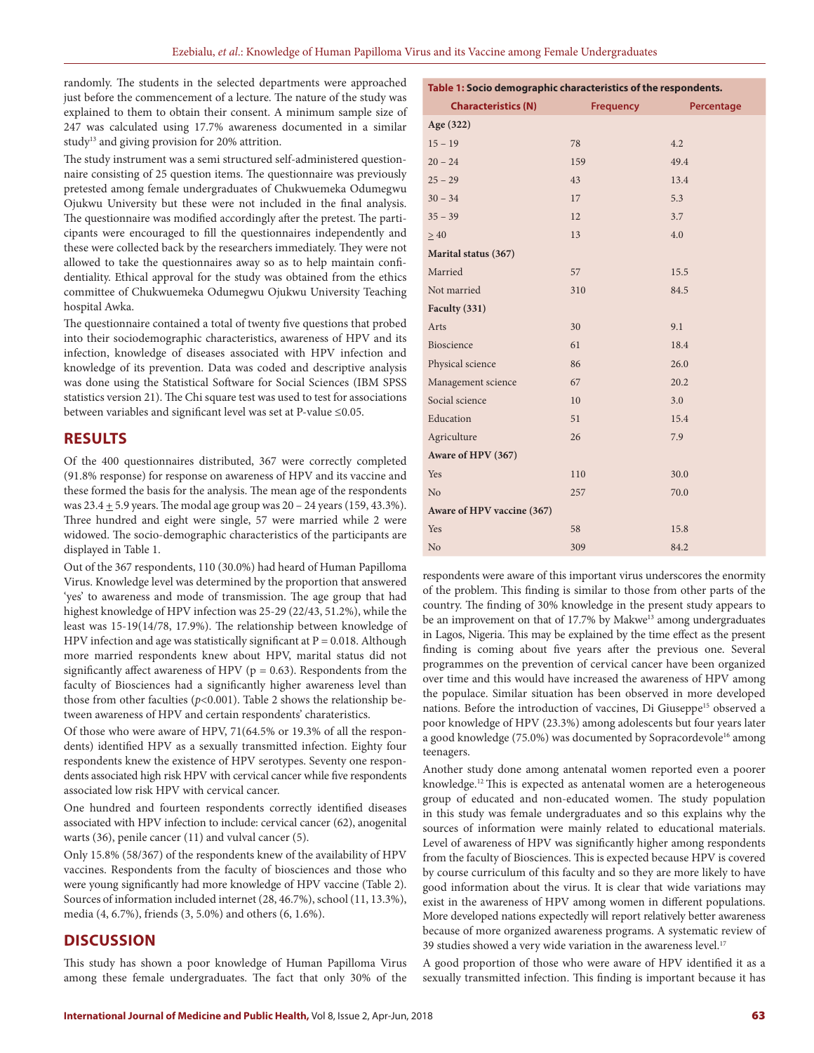randomly. The students in the selected departments were approached just before the commencement of a lecture. The nature of the study was explained to them to obtain their consent. A minimum sample size of 247 was calculated using 17.7% awareness documented in a similar study[13] and giving provision for 20% attrition.

The study instrument was a semi structured self-administered questionnaire consisting of 25 question items. The questionnaire was previously pretested among female undergraduates of Chukwuemeka Odumegwu Ojukwu University but these were not included in the final analysis. The questionnaire was modified accordingly after the pretest. The participants were encouraged to fill the questionnaires independently and these were collected back by the researchers immediately. They were not allowed to take the questionnaires away so as to help maintain confidentiality. Ethical approval for the study was obtained from the ethics committee of Chukwuemeka Odumegwu Ojukwu University Teaching hospital Awka.

The questionnaire contained a total of twenty five questions that probed into their sociodemographic characteristics, awareness of HPV and its infection, knowledge of diseases associated with HPV infection and knowledge of its prevention. Data was coded and descriptive analysis was done using the Statistical Software for Social Sciences (IBM SPSS statistics version 21). The Chi square test was used to test for associations between variables and significant level was set at P-value ≤0.05.

## RESULTS

Of the 400 questionnaires distributed, 367 were correctly completed (91.8% response) for response on awareness of HPV and its vaccine and these formed the basis for the analysis. The mean age of the respondents was 23.4 ± 5.9 years. The modal age group was 20 – 24 years (159, 43.3%). Three hundred and eight were single, 57 were married while 2 were widowed. The socio-demographic characteristics of the participants are displayed in Table 1.

**Table 1: Socio demographic characteristics of the respondents.**

| Characteristics (N) | Frequency | Percentage |
|---|---|---|
| **Age (322)** | | |
| 15 – 19 | 78 | 4.2 |
| 20 – 24 | 159 | 49.4 |
| 25 – 29 | 43 | 13.4 |
| 30 – 34 | 17 | 5.3 |
| 35 – 39 | 12 | 3.7 |
| ≥ 40 | 13 | 4.0 |
| **Marital status (367)** | | |
| Married | 57 | 15.5 |
| Not married | 310 | 84.5 |
| **Faculty (331)** | | |
| Arts | 30 | 9.1 |
| Bioscience | 61 | 18.4 |
| Physical science | 86 | 26.0 |
| Management science | 67 | 20.2 |
| Social science | 10 | 3.0 |
| Education | 51 | 15.4 |
| Agriculture | 26 | 7.9 |
| **Aware of HPV (367)** | | |
| Yes | 110 | 30.0 |
| No | 257 | 70.0 |
| **Aware of HPV vaccine (367)** | | |
| Yes | 58 | 15.8 |
| No | 309 | 84.2 |

Out of the 367 respondents, 110 (30.0%) had heard of Human Papilloma Virus. Knowledge level was determined by the proportion that answered 'yes' to awareness and mode of transmission. The age group that had highest knowledge of HPV infection was 25-29 (22/43, 51.2%), while the least was 15-19(14/78, 17.9%). The relationship between knowledge of HPV infection and age was statistically significant at P = 0.018. Although more married respondents knew about HPV, marital status did not significantly affect awareness of HPV (p = 0.63). Respondents from the faculty of Biosciences had a significantly higher awareness level than those from other faculties (*p*<0.001). Table 2 shows the relationship between awareness of HPV and certain respondents' charateristics.

Of those who were aware of HPV, 71(64.5% or 19.3% of all the respondents) identified HPV as a sexually transmitted infection. Eighty four respondents knew the existence of HPV serotypes. Seventy one respondents associated high risk HPV with cervical cancer while five respondents associated low risk HPV with cervical cancer.

One hundred and fourteen respondents correctly identified diseases associated with HPV infection to include: cervical cancer (62), anogenital warts (36), penile cancer (11) and vulval cancer (5).

Only 15.8% (58/367) of the respondents knew of the availability of HPV vaccines. Respondents from the faculty of biosciences and those who were young significantly had more knowledge of HPV vaccine (Table 2). Sources of information included internet (28, 46.7%), school (11, 13.3%), media (4, 6.7%), friends (3, 5.0%) and others (6, 1.6%).

## DISCUSSION

This study has shown a poor knowledge of Human Papilloma Virus among these female undergraduates. The fact that only 30% of the respondents were aware of this important virus underscores the enormity of the problem. This finding is similar to those from other parts of the country. The finding of 30% knowledge in the present study appears to be an improvement on that of 17.7% by Makwe[13] among undergraduates in Lagos, Nigeria. This may be explained by the time effect as the present finding is coming about five years after the previous one. Several programmes on the prevention of cervical cancer have been organized over time and this would have increased the awareness of HPV among the populace. Similar situation has been observed in more developed nations. Before the introduction of vaccines, Di Giuseppe[15] observed a poor knowledge of HPV (23.3%) among adolescents but four years later a good knowledge (75.0%) was documented by Sopracordevole[16] among teenagers.

Another study done among antenatal women reported even a poorer knowledge.[12] This is expected as antenatal women are a heterogeneous group of educated and non-educated women. The study population in this study was female undergraduates and so this explains why the sources of information were mainly related to educational materials. Level of awareness of HPV was significantly higher among respondents from the faculty of Biosciences. This is expected because HPV is covered by course curriculum of this faculty and so they are more likely to have good information about the virus. It is clear that wide variations may exist in the awareness of HPV among women in different populations. More developed nations expectedly will report relatively better awareness because of more organized awareness programs. A systematic review of 39 studies showed a very wide variation in the awareness level.[17]

A good proportion of those who were aware of HPV identified it as a sexually transmitted infection. This finding is important because it has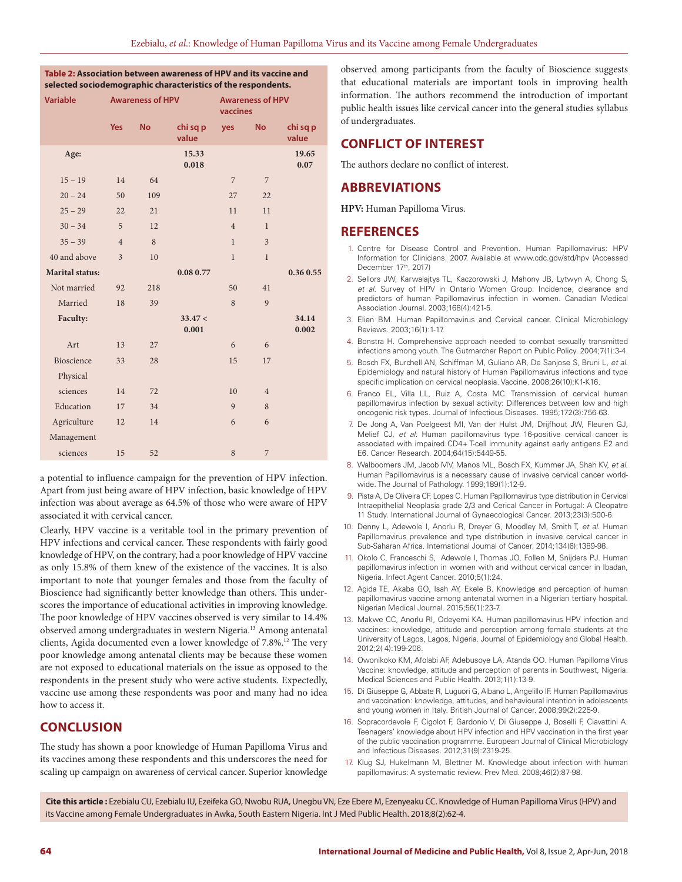**Table 2: Association between awareness of HPV and its vaccine and selected sociodemographic characteristics of the respondents.**

| Variable | Awareness of HPV | | | Awareness of HPV vaccines | | |
|---|---|---|---|---|---|---|
| | Yes | No | chi sq p value | yes | No | chi sq p value |
| **Age:** | | | **15.33 0.018** | | | **19.65 0.07** |
| 15 – 19 | 14 | 64 | | 7 | 7 | |
| 20 – 24 | 50 | 109 | | 27 | 22 | |
| 25 – 29 | 22 | 21 | | 11 | 11 | |
| 30 – 34 | 5 | 12 | | 4 | 1 | |
| 35 – 39 | 4 | 8 | | 1 | 3 | |
| 40 and above | 3 | 10 | | 1 | 1 | |
| **Marital status:** | | | **0.08 0.77** | | | **0.36 0.55** |
| Not married | 92 | 218 | | 50 | 41 | |
| Married | 18 | 39 | | 8 | 9 | |
| **Faculty:** | | | **33.47 < 0.001** | | | **34.14 0.002** |
| Art | 13 | 27 | | 6 | 6 | |
| Bioscience | 33 | 28 | | 15 | 17 | |
| Physical sciences | 14 | 72 | | 10 | 4 | |
| Education | 17 | 34 | | 9 | 8 | |
| Agriculture | 12 | 14 | | 6 | 6 | |
| Management sciences | 15 | 52 | | 8 | 7 | |

a potential to influence campaign for the prevention of HPV infection. Apart from just being aware of HPV infection, basic knowledge of HPV infection was about average as 64.5% of those who were aware of HPV associated it with cervical cancer.

Clearly, HPV vaccine is a veritable tool in the primary prevention of HPV infections and cervical cancer. These respondents with fairly good knowledge of HPV, on the contrary, had a poor knowledge of HPV vaccine as only 15.8% of them knew of the existence of the vaccines. It is also important to note that younger females and those from the faculty of Bioscience had significantly better knowledge than others. This underscores the importance of educational activities in improving knowledge. The poor knowledge of HPV vaccines observed is very similar to 14.4% observed among undergraduates in western Nigeria.[13] Among antenatal clients, Agida documented even a lower knowledge of 7.8%.[12] The very poor knowledge among antenatal clients may be because these women are not exposed to educational materials on the issue as opposed to the respondents in the present study who were active students. Expectedly, vaccine use among these respondents was poor and many had no idea how to access it.

## CONCLUSION

The study has shown a poor knowledge of Human Papilloma Virus and its vaccines among these respondents and this underscores the need for scaling up campaign on awareness of cervical cancer. Superior knowledge observed among participants from the faculty of Bioscience suggests that educational materials are important tools in improving health information. The authors recommend the introduction of important public health issues like cervical cancer into the general studies syllabus of undergraduates.

## CONFLICT OF INTEREST

The authors declare no conflict of interest.

## ABBREVIATIONS

**HPV:** Human Papilloma Virus.

## REFERENCES

1. Centre for Disease Control and Prevention. Human Papillomavirus: HPV Information for Clinicians. 2007. Available at www.cdc.gov/std/hpv (Accessed December 17th, 2017)
2. Sellors JW, Karwalajtys TL, Kaczorowski J, Mahony JB, Lytwyn A, Chong S, *et al.* Survey of HPV in Ontario Women Group. Incidence, clearance and predictors of human Papillomavirus infection in women. Canadian Medical Association Journal. 2003;168(4):421-5.
3. Elien BM. Human Papillomavirus and Cervical cancer. Clinical Microbiology Reviews. 2003;16(1):1-17.
4. Bonstra H. Comprehensive approach needed to combat sexually transmitted infections among youth. The Gutmarcher Report on Public Policy. 2004;7(1):3-4.
5. Bosch FX, Burchell AN, Schiffman M, Guliano AR, De Sanjose S, Bruni L, *et al.* Epidemiology and natural history of Human Papillomavirus infections and type specific implication on cervical neoplasia. Vaccine. 2008;26(10):K1-K16.
6. Franco EL, Villa LL, Ruiz A, Costa MC. Transmission of cervical human papillomavirus infection by sexual activity: Differences between low and high oncogenic risk types. Journal of Infectious Diseases. 1995;172(3):756-63.
7. De Jong A, Van Poelgeest MI, Van der Hulst JM, Drijfhout JW, Fleuren GJ, Melief CJ, *et al.* Human papillomavirus type 16-positive cervical cancer is associated with impaired CD4+ T-cell immunity against early antigens E2 and E6. Cancer Research. 2004;64(15):5449-55.
8. Walboomers JM, Jacob MV, Manos ML, Bosch FX, Kummer JA, Shah KV, *et al.* Human Papillomavirus is a necessary cause of invasive cervical cancer worldwide. The Journal of Pathology. 1999;189(1):12-9.
9. Pista A, De Oliveira CF, Lopes C. Human Papillomavirus type distribution in Cervical Intraepithelial Neoplasia grade 2/3 and Cerical Cancer in Portugal: A Cleopatre 11 Study. International Journal of Gynaecological Cancer. 2013;23(3):500-6.
10. Denny L, Adewole I, Anorlu R, Dreyer G, Moodley M, Smith T, *et al.* Human Papillomavirus prevalence and type distribution in invasive cervical cancer in Sub-Saharan Africa. International Journal of Cancer. 2014;134(6):1389-98.
11. Okolo C, Franceschi S, Adewole I, Thomas JO, Follen M, Snijders PJ. Human papillomavirus infection in women with and without cervical cancer in Ibadan, Nigeria. Infect Agent Cancer. 2010;5(1):24.
12. Agida TE, Akaba GO, Isah AY, Ekele B. Knowledge and perception of human papillomavirus vaccine among antenatal women in a Nigerian tertiary hospital. Nigerian Medical Journal. 2015;56(1):23-7.
13. Makwe CC, Anorlu RI, Odeyemi KA. Human papillomavirus HPV infection and vaccines: knowledge, attitude and perception among female students at the University of Lagos, Lagos, Nigeria. Journal of Epidemiology and Global Health. 2012;2( 4):199-206.
14. Owonikoko KM, Afolabi AF, Adebusoye LA, Atanda OO. Human Papilloma Virus Vaccine: knowledge, attitude and perception of parents in Southwest, Nigeria. Medical Sciences and Public Health. 2013;1(1):13-9.
15. Di Giuseppe G, Abbate R, Luguori G, Albano L, Angelillo IF. Human Papillomavirus and vaccination: knowledge, attitudes, and behavioural intention in adolescents and young women in Italy. British Journal of Cancer. 2008;99(2):225-9.
16. Sopracordevole F, Cigolot F, Gardonio V, Di Giuseppe J, Boselli F, Ciavattini A. Teenagers' knowledge about HPV infection and HPV vaccination in the first year of the public vaccination programme. European Journal of Clinical Microbiology and Infectious Diseases. 2012;31(9):2319-25.
17. Klug SJ, Hukelmann M, Blettner M. Knowledge about infection with human papillomavirus: A systematic review. Prev Med. 2008;46(2):87-98.

**Cite this article :** Ezebialu CU, Ezebialu IU, Ezeifeka GO, Nwobu RUA, Unegbu VN, Eze Ebere M, Ezenyeaku CC. Knowledge of Human Papilloma Virus (HPV) and its Vaccine among Female Undergraduates in Awka, South Eastern Nigeria. Int J Med Public Health. 2018;8(2):62-4.